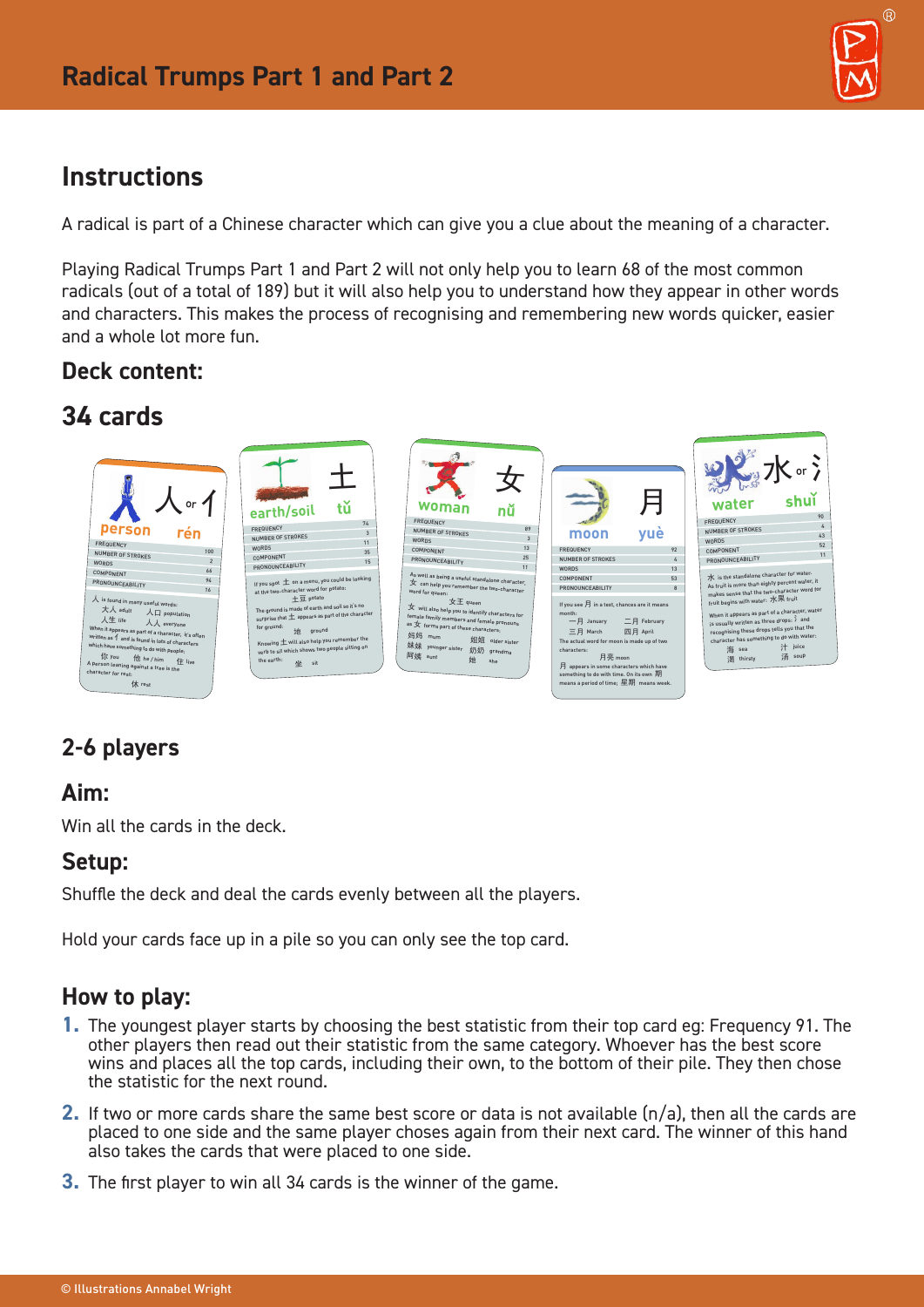# Radical Trumps Part 1 and Part 2

## Instructions

A radical is part of a Chinese character which can give you a clue about the meaning of a character.

Playing Radical Trumps Part 1 and Part 2 will not only help you to learn 68 of the most common radicals (out of a total of 189) but it will also help you to understand how they appear in other words and characters. This makes the process of recognising and remembering new words quicker, easier and a whole lot more fun.

### Deck content:

## 34 cards

### 2-6 players

### Aim:

Win all the cards in the deck.

### Setup:

Shuffle the deck and deal the cards evenly between all the players.

Hold your cards face up in a pile so you can only see the top card.

### How to play:

1. The youngest player starts by choosing the best statistic from their top card eg: Frequency 91. The other players then read out their statistic from the same category. Whoever has the best score wins and places all the top cards, including their own, to the bottom of their pile. They then chose the statistic for the next round.
2. If two or more cards share the same best score or data is not available (n/a), then all the cards are placed to one side and the same player choses again from their next card. The winner of this hand also takes the cards that were placed to one side.
3. The first player to win all 34 cards is the winner of the game.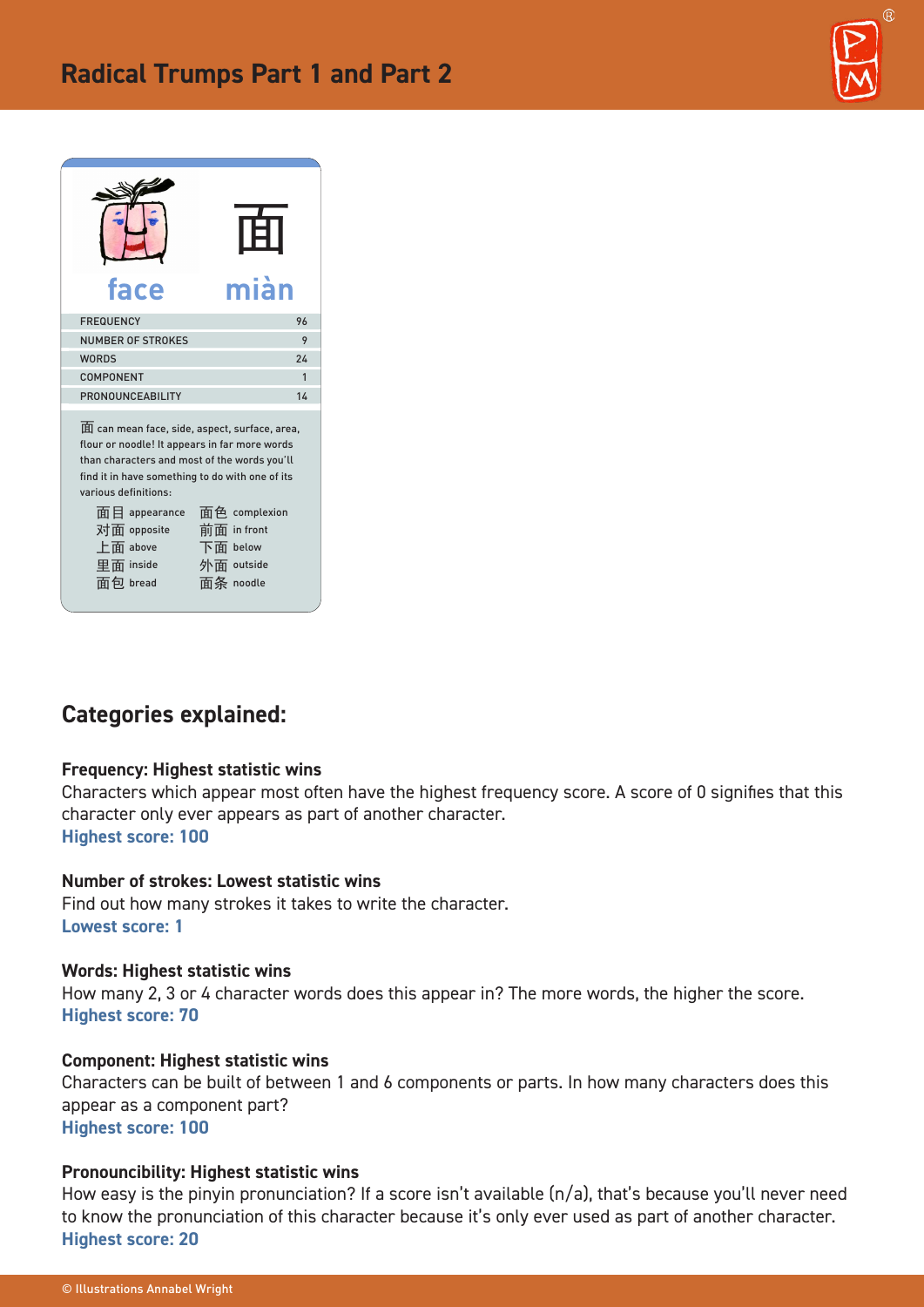## Radical Trumps Part 1 and Part 2

**face** 面 **miàn**

| | |
|---|---|
| FREQUENCY | 96 |
| NUMBER OF STROKES | 9 |
| WORDS | 24 |
| COMPONENT | 1 |
| PRONOUNCEABILITY | 14 |

面 can mean face, side, aspect, surface, area, flour or noodle! It appears in far more words than characters and most of the words you'll find it in have something to do with one of its various definitions:

| | |
|---|---|
| 面目 appearance | 面色 complexion |
| 对面 opposite | 前面 in front |
| 上面 above | 下面 below |
| 里面 inside | 外面 outside |
| 面包 bread | 面条 noodle |

## Categories explained:

**Frequency: Highest statistic wins**
Characters which appear most often have the highest frequency score. A score of 0 signifies that this character only ever appears as part of another character.
**Highest score: 100**

**Number of strokes: Lowest statistic wins**
Find out how many strokes it takes to write the character.
**Lowest score: 1**

**Words: Highest statistic wins**
How many 2, 3 or 4 character words does this appear in? The more words, the higher the score.
**Highest score: 70**

**Component: Highest statistic wins**
Characters can be built of between 1 and 6 components or parts. In how many characters does this appear as a component part?
**Highest score: 100**

**Pronouncibility: Highest statistic wins**
How easy is the pinyin pronunciation? If a score isn't available (n/a), that's because you'll never need to know the pronunciation of this character because it's only ever used as part of another character.
**Highest score: 20**

© Illustrations Annabel Wright